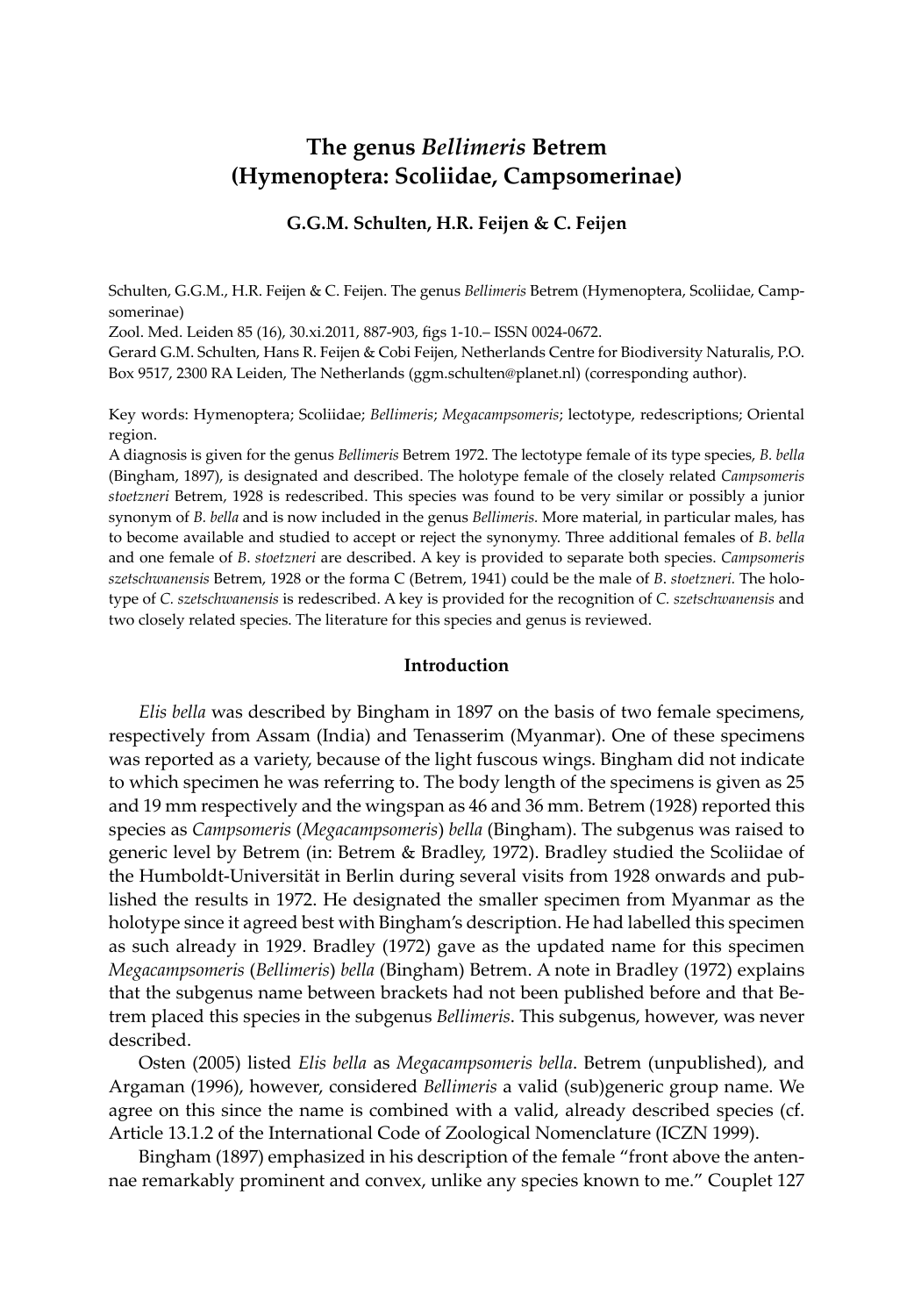# The genus *Bellimeris* Betrem (Hymenoptera: Scoliidae, Campsomerinae)

**G.G.M. Schulten, H.R. Feijen & C. Feijen**

Schulten, G.G.M., H.R. Feijen & C. Feijen. The genus *Bellimeris* Betrem (Hymenoptera, Scoliidae, Campsomerinae)

Zool. Med. Leiden 85 (16), 30.xi.2011, 887-903, figs 1-10.– ISSN 0024-0672.

Gerard G.M. Schulten, Hans R. Feijen & Cobi Feijen, Netherlands Centre for Biodiversity Naturalis, P.O. Box 9517, 2300 RA Leiden, The Netherlands (ggm.schulten@planet.nl) (corresponding author).

Key words: Hymenoptera; Scoliidae; *Bellimeris*; *Megacampsomeris*; lectotype, redescriptions; Oriental region.

A diagnosis is given for the genus *Bellimeris* Betrem 1972. The lectotype female of its type species, *B. bella* (Bingham, 1897), is designated and described. The holotype female of the closely related *Campsomeris stoetzneri* Betrem, 1928 is redescribed. This species was found to be very similar or possibly a junior synonym of *B. bella* and is now included in the genus *Bellimeris.* More material, in particular males, has to become available and studied to accept or reject the synonymy. Three additional females of *B. bella* and one female of *B. stoetzneri* are described. A key is provided to separate both species. *Campsomeris szetschwanensis* Betrem, 1928 or the forma C (Betrem, 1941) could be the male of *B. stoetzneri.* The holotype of *C. szetschwanensis* is redescribed. A key is provided for the recognition of *C. szetschwanensis* and two closely related species. The literature for this species and genus is reviewed.

## Introduction

*Elis bella* was described by Bingham in 1897 on the basis of two female specimens, respectively from Assam (India) and Tenasserim (Myanmar). One of these specimens was reported as a variety, because of the light fuscous wings. Bingham did not indicate to which specimen he was referring to. The body length of the specimens is given as 25 and 19 mm respectively and the wingspan as 46 and 36 mm. Betrem (1928) reported this species as *Campsomeris* (*Megacampsomeris*) *bella* (Bingham). The subgenus was raised to generic level by Betrem (in: Betrem & Bradley, 1972). Bradley studied the Scoliidae of the Humboldt-Universität in Berlin during several visits from 1928 onwards and published the results in 1972. He designated the smaller specimen from Myanmar as the holotype since it agreed best with Bingham's description. He had labelled this specimen as such already in 1929. Bradley (1972) gave as the updated name for this specimen *Megacampsomeris* (*Bellimeris*) *bella* (Bingham) Betrem. A note in Bradley (1972) explains that the subgenus name between brackets had not been published before and that Betrem placed this species in the subgenus *Bellimeris*. This subgenus, however, was never described.

Osten (2005) listed *Elis bella* as *Megacampsomeris bella*. Betrem (unpublished), and Argaman (1996), however, considered *Bellimeris* a valid (sub)generic group name. We agree on this since the name is combined with a valid, already described species (cf. Article 13.1.2 of the International Code of Zoological Nomenclature (ICZN 1999).

Bingham (1897) emphasized in his description of the female "front above the antennae remarkably prominent and convex, unlike any species known to me." Couplet 127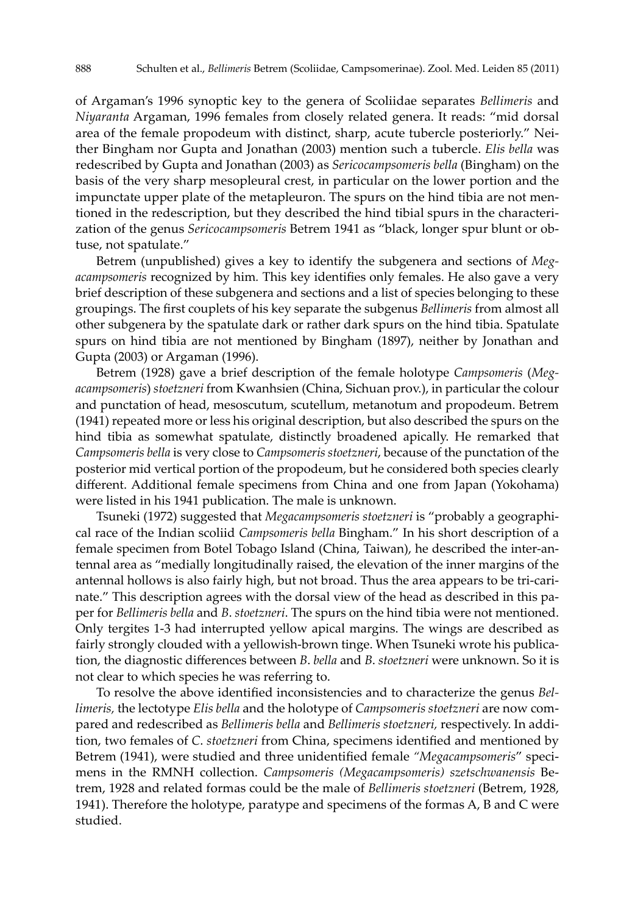of Argaman's 1996 synoptic key to the genera of Scoliidae separates *Bellimeris* and *Niyaranta* Argaman, 1996 females from closely related genera. It reads: "mid dorsal area of the female propodeum with distinct, sharp, acute tubercle posteriorly." Neither Bingham nor Gupta and Jonathan (2003) mention such a tubercle. *Elis bella* was redescribed by Gupta and Jonathan (2003) as *Sericocampsomeris bella* (Bingham) on the basis of the very sharp mesopleural crest, in particular on the lower portion and the impunctate upper plate of the metapleuron. The spurs on the hind tibia are not mentioned in the redescription, but they described the hind tibial spurs in the characterization of the genus *Sericocampsomeris* Betrem 1941 as "black, longer spur blunt or obtuse, not spatulate."

Betrem (unpublished) gives a key to identify the subgenera and sections of *Megacampsomeris* recognized by him. This key identifies only females. He also gave a very brief description of these subgenera and sections and a list of species belonging to these groupings. The first couplets of his key separate the subgenus *Bellimeris* from almost all other subgenera by the spatulate dark or rather dark spurs on the hind tibia. Spatulate spurs on hind tibia are not mentioned by Bingham (1897), neither by Jonathan and Gupta (2003) or Argaman (1996).

Betrem (1928) gave a brief description of the female holotype *Campsomeris* (*Megacampsomeris*) *stoetzneri* from Kwanhsien (China, Sichuan prov.), in particular the colour and punctation of head, mesoscutum, scutellum, metanotum and propodeum. Betrem (1941) repeated more or less his original description, but also described the spurs on the hind tibia as somewhat spatulate, distinctly broadened apically. He remarked that *Campsomeris bella* is very close to *Campsomeris stoetzneri*, because of the punctation of the posterior mid vertical portion of the propodeum, but he considered both species clearly different. Additional female specimens from China and one from Japan (Yokohama) were listed in his 1941 publication. The male is unknown.

Tsuneki (1972) suggested that *Megacampsomeris stoetzneri* is "probably a geographical race of the Indian scoliid *Campsomeris bella* Bingham." In his short description of a female specimen from Botel Tobago Island (China, Taiwan), he described the inter-antennal area as "medially longitudinally raised, the elevation of the inner margins of the antennal hollows is also fairly high, but not broad. Thus the area appears to be tri-carinate." This description agrees with the dorsal view of the head as described in this paper for *Bellimeris bella* and *B. stoetzneri*. The spurs on the hind tibia were not mentioned. Only tergites 1-3 had interrupted yellow apical margins. The wings are described as fairly strongly clouded with a yellowish-brown tinge. When Tsuneki wrote his publication, the diagnostic differences between *B. bella* and *B. stoetzneri* were unknown. So it is not clear to which species he was referring to.

To resolve the above identified inconsistencies and to characterize the genus *Bellimeris,* the lectotype *Elis bella* and the holotype of *Campsomeris stoetzneri* are now compared and redescribed as *Bellimeris bella* and *Bellimeris stoetzneri,* respectively. In addition, two females of *C. stoetzneri* from China, specimens identified and mentioned by Betrem (1941), were studied and three unidentified female *"Megacampsomeris"* specimens in the RMNH collection. *Campsomeris (Megacampsomeris) szetschwanensis* Betrem, 1928 and related formas could be the male of *Bellimeris stoetzneri* (Betrem, 1928, 1941). Therefore the holotype, paratype and specimens of the formas A, B and C were studied.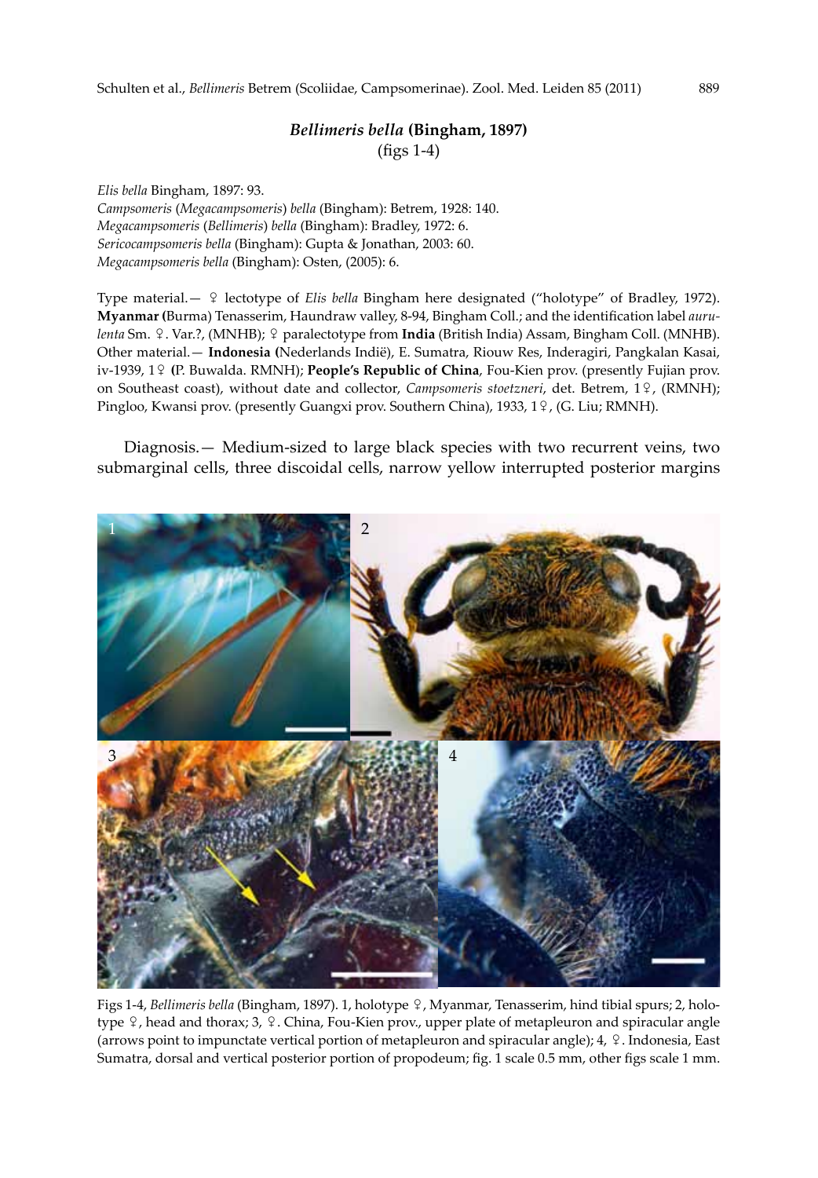## *Bellimeris bella* (Bingham, 1897)
(figs 1-4)

*Elis bella* Bingham, 1897: 93.
*Campsomeris* (*Megacampsomeris*) *bella* (Bingham): Betrem, 1928: 140.
*Megacampsomeris* (*Bellimeris*) *bella* (Bingham): Bradley, 1972: 6.
*Sericocampsomeris bella* (Bingham): Gupta & Jonathan, 2003: 60.
*Megacampsomeris bella* (Bingham): Osten, (2005): 6.

Type material.— ♀ lectotype of *Elis bella* Bingham here designated ("holotype" of Bradley, 1972). **Myanmar (**Burma) Tenasserim, Haundraw valley, 8-94, Bingham Coll.; and the identification label *aurulenta* Sm. ♀. Var.?, (MNHB); ♀ paralectotype from **India** (British India) Assam, Bingham Coll. (MNHB). Other material.— **Indonesia (**Nederlands Indië), E. Sumatra, Riouw Res, Inderagiri, Pangkalan Kasai, iv-1939, 1♀ **(**P. Buwalda. RMNH); **People's Republic of China**, Fou-Kien prov. (presently Fujian prov. on Southeast coast), without date and collector, *Campsomeris stoetzneri*, det. Betrem, 1♀, (RMNH); Pingloo, Kwansi prov. (presently Guangxi prov. Southern China), 1933, 1♀, (G. Liu; RMNH).

Diagnosis.— Medium-sized to large black species with two recurrent veins, two submarginal cells, three discoidal cells, narrow yellow interrupted posterior margins

Figs 1-4, *Bellimeris bella* (Bingham, 1897). 1, holotype ♀, Myanmar, Tenasserim, hind tibial spurs; 2, holotype ♀, head and thorax; 3, ♀. China, Fou-Kien prov., upper plate of metapleuron and spiracular angle (arrows point to impunctate vertical portion of metapleuron and spiracular angle); 4, ♀. Indonesia, East Sumatra, dorsal and vertical posterior portion of propodeum; fig. 1 scale 0.5 mm, other figs scale 1 mm.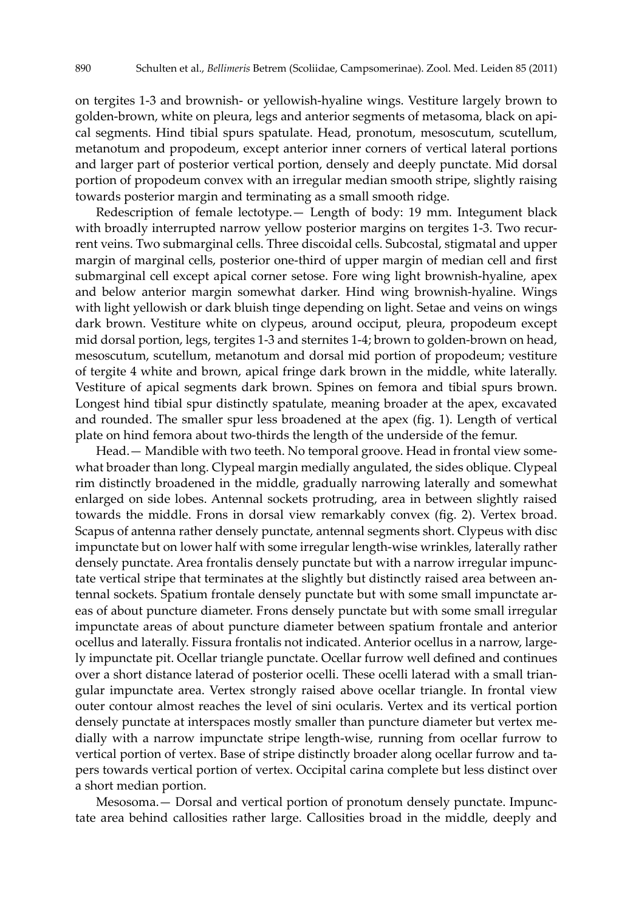on tergites 1-3 and brownish- or yellowish-hyaline wings. Vestiture largely brown to golden-brown, white on pleura, legs and anterior segments of metasoma, black on apical segments. Hind tibial spurs spatulate. Head, pronotum, mesoscutum, scutellum, metanotum and propodeum, except anterior inner corners of vertical lateral portions and larger part of posterior vertical portion, densely and deeply punctate. Mid dorsal portion of propodeum convex with an irregular median smooth stripe, slightly raising towards posterior margin and terminating as a small smooth ridge.

Redescription of female lectotype.— Length of body: 19 mm. Integument black with broadly interrupted narrow yellow posterior margins on tergites 1-3. Two recurrent veins. Two submarginal cells. Three discoidal cells. Subcostal, stigmatal and upper margin of marginal cells, posterior one-third of upper margin of median cell and first submarginal cell except apical corner setose. Fore wing light brownish-hyaline, apex and below anterior margin somewhat darker. Hind wing brownish-hyaline. Wings with light yellowish or dark bluish tinge depending on light. Setae and veins on wings dark brown. Vestiture white on clypeus, around occiput, pleura, propodeum except mid dorsal portion, legs, tergites 1-3 and sternites 1-4; brown to golden-brown on head, mesoscutum, scutellum, metanotum and dorsal mid portion of propodeum; vestiture of tergite 4 white and brown, apical fringe dark brown in the middle, white laterally. Vestiture of apical segments dark brown. Spines on femora and tibial spurs brown. Longest hind tibial spur distinctly spatulate, meaning broader at the apex, excavated and rounded. The smaller spur less broadened at the apex (fig. 1). Length of vertical plate on hind femora about two-thirds the length of the underside of the femur.

Head.— Mandible with two teeth. No temporal groove. Head in frontal view somewhat broader than long. Clypeal margin medially angulated, the sides oblique. Clypeal rim distinctly broadened in the middle, gradually narrowing laterally and somewhat enlarged on side lobes. Antennal sockets protruding, area in between slightly raised towards the middle. Frons in dorsal view remarkably convex (fig. 2). Vertex broad. Scapus of antenna rather densely punctate, antennal segments short. Clypeus with disc impunctate but on lower half with some irregular length-wise wrinkles, laterally rather densely punctate. Area frontalis densely punctate but with a narrow irregular impunctate vertical stripe that terminates at the slightly but distinctly raised area between antennal sockets. Spatium frontale densely punctate but with some small impunctate areas of about puncture diameter. Frons densely punctate but with some small irregular impunctate areas of about puncture diameter between spatium frontale and anterior ocellus and laterally. Fissura frontalis not indicated. Anterior ocellus in a narrow, largely impunctate pit. Ocellar triangle punctate. Ocellar furrow well defined and continues over a short distance laterad of posterior ocelli. These ocelli laterad with a small triangular impunctate area. Vertex strongly raised above ocellar triangle. In frontal view outer contour almost reaches the level of sini ocularis. Vertex and its vertical portion densely punctate at interspaces mostly smaller than puncture diameter but vertex medially with a narrow impunctate stripe length-wise, running from ocellar furrow to vertical portion of vertex. Base of stripe distinctly broader along ocellar furrow and tapers towards vertical portion of vertex. Occipital carina complete but less distinct over a short median portion.

Mesosoma.— Dorsal and vertical portion of pronotum densely punctate. Impunctate area behind callosities rather large. Callosities broad in the middle, deeply and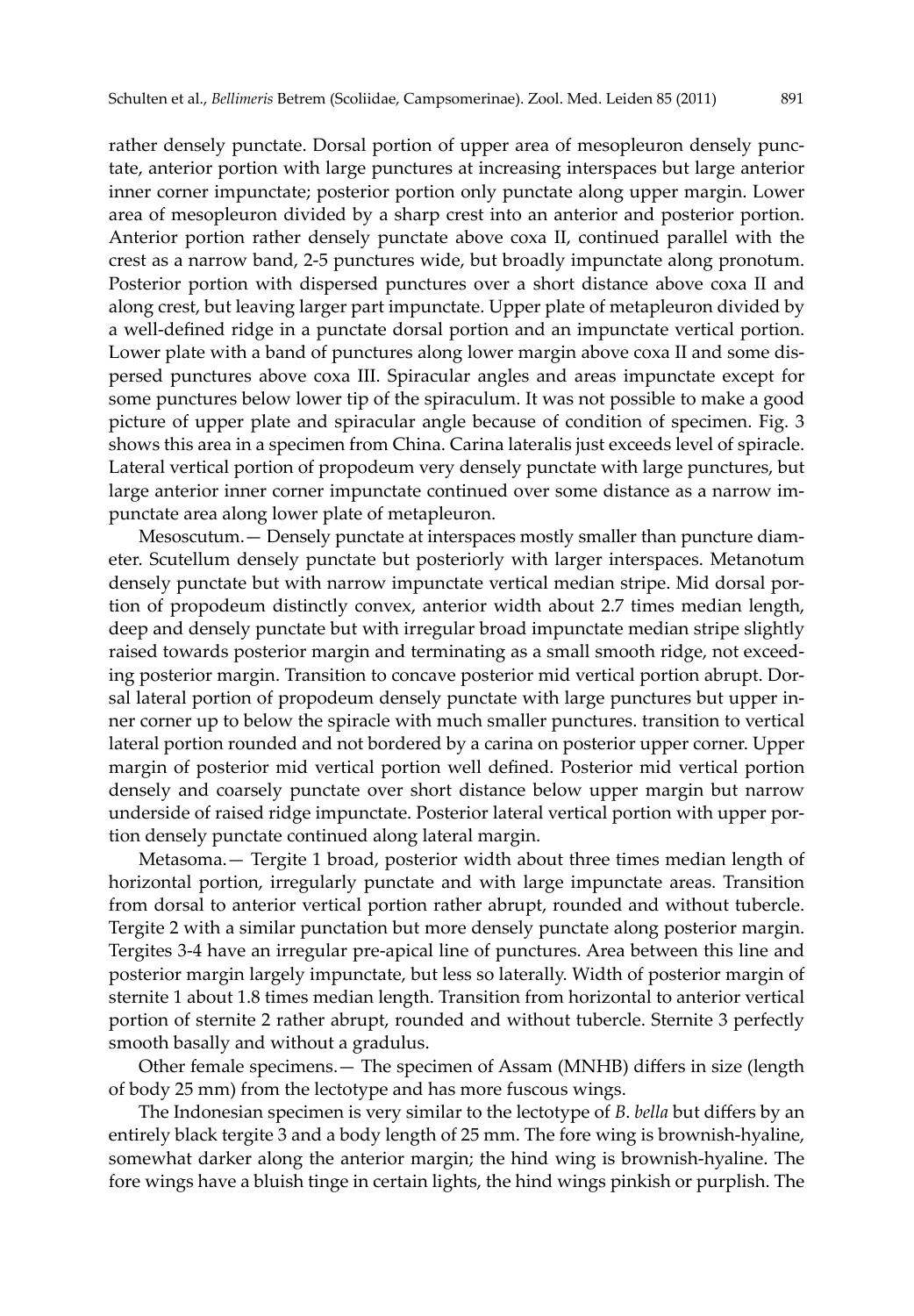rather densely punctate. Dorsal portion of upper area of mesopleuron densely punctate, anterior portion with large punctures at increasing interspaces but large anterior inner corner impunctate; posterior portion only punctate along upper margin. Lower area of mesopleuron divided by a sharp crest into an anterior and posterior portion. Anterior portion rather densely punctate above coxa II, continued parallel with the crest as a narrow band, 2-5 punctures wide, but broadly impunctate along pronotum. Posterior portion with dispersed punctures over a short distance above coxa II and along crest, but leaving larger part impunctate. Upper plate of metapleuron divided by a well-defined ridge in a punctate dorsal portion and an impunctate vertical portion. Lower plate with a band of punctures along lower margin above coxa II and some dispersed punctures above coxa III. Spiracular angles and areas impunctate except for some punctures below lower tip of the spiraculum. It was not possible to make a good picture of upper plate and spiracular angle because of condition of specimen. Fig. 3 shows this area in a specimen from China. Carina lateralis just exceeds level of spiracle. Lateral vertical portion of propodeum very densely punctate with large punctures, but large anterior inner corner impunctate continued over some distance as a narrow impunctate area along lower plate of metapleuron.

Mesoscutum.— Densely punctate at interspaces mostly smaller than puncture diameter. Scutellum densely punctate but posteriorly with larger interspaces. Metanotum densely punctate but with narrow impunctate vertical median stripe. Mid dorsal portion of propodeum distinctly convex, anterior width about 2.7 times median length, deep and densely punctate but with irregular broad impunctate median stripe slightly raised towards posterior margin and terminating as a small smooth ridge, not exceeding posterior margin. Transition to concave posterior mid vertical portion abrupt. Dorsal lateral portion of propodeum densely punctate with large punctures but upper inner corner up to below the spiracle with much smaller punctures. transition to vertical lateral portion rounded and not bordered by a carina on posterior upper corner. Upper margin of posterior mid vertical portion well defined. Posterior mid vertical portion densely and coarsely punctate over short distance below upper margin but narrow underside of raised ridge impunctate. Posterior lateral vertical portion with upper portion densely punctate continued along lateral margin.

Metasoma.— Tergite 1 broad, posterior width about three times median length of horizontal portion, irregularly punctate and with large impunctate areas. Transition from dorsal to anterior vertical portion rather abrupt, rounded and without tubercle. Tergite 2 with a similar punctation but more densely punctate along posterior margin. Tergites 3-4 have an irregular pre-apical line of punctures. Area between this line and posterior margin largely impunctate, but less so laterally. Width of posterior margin of sternite 1 about 1.8 times median length. Transition from horizontal to anterior vertical portion of sternite 2 rather abrupt, rounded and without tubercle. Sternite 3 perfectly smooth basally and without a gradulus.

Other female specimens.— The specimen of Assam (MNHB) differs in size (length of body 25 mm) from the lectotype and has more fuscous wings.

The Indonesian specimen is very similar to the lectotype of *B. bella* but differs by an entirely black tergite 3 and a body length of 25 mm. The fore wing is brownish-hyaline, somewhat darker along the anterior margin; the hind wing is brownish-hyaline. The fore wings have a bluish tinge in certain lights, the hind wings pinkish or purplish. The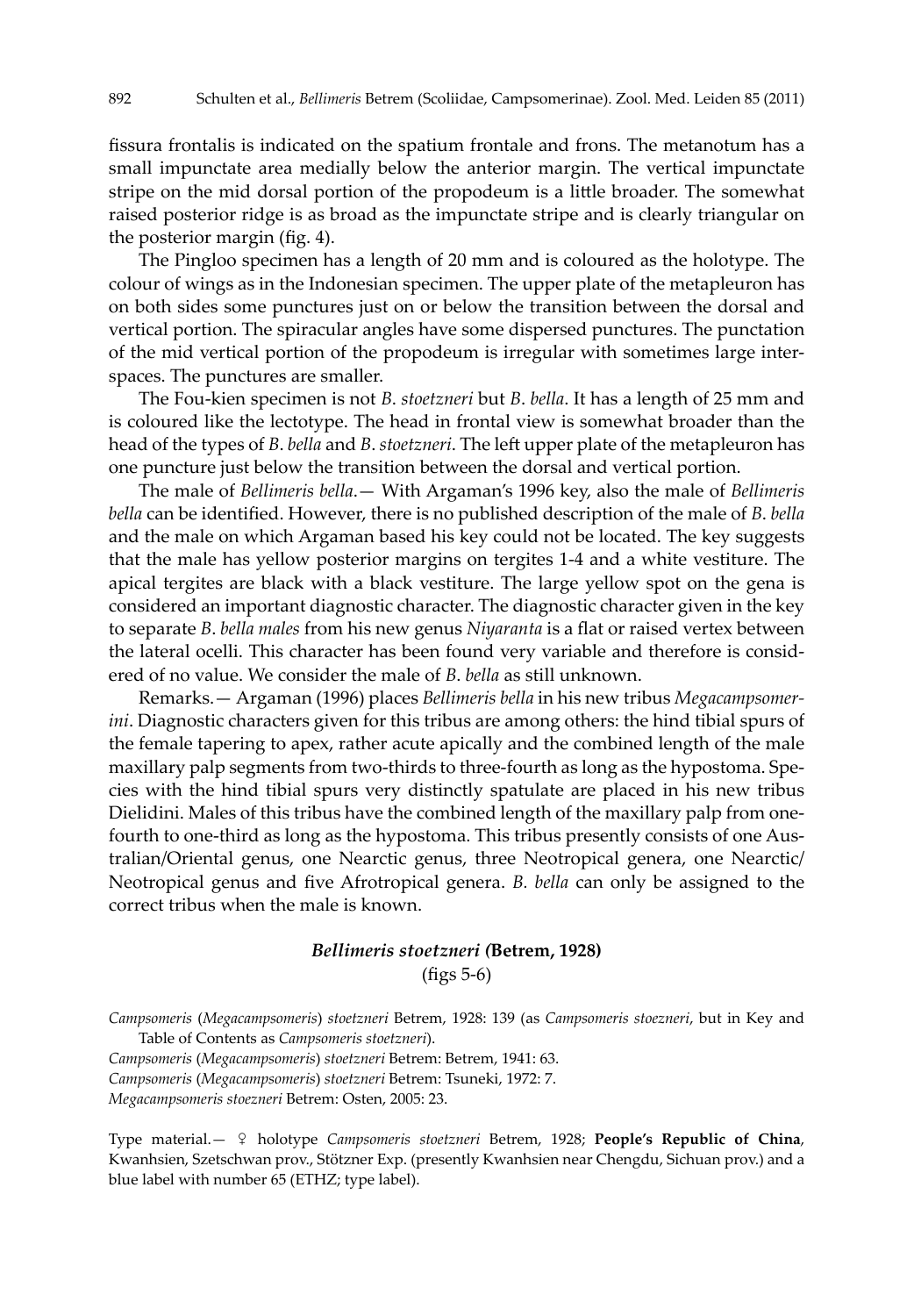fissura frontalis is indicated on the spatium frontale and frons. The metanotum has a small impunctate area medially below the anterior margin. The vertical impunctate stripe on the mid dorsal portion of the propodeum is a little broader. The somewhat raised posterior ridge is as broad as the impunctate stripe and is clearly triangular on the posterior margin (fig. 4).

The Pingloo specimen has a length of 20 mm and is coloured as the holotype. The colour of wings as in the Indonesian specimen. The upper plate of the metapleuron has on both sides some punctures just on or below the transition between the dorsal and vertical portion. The spiracular angles have some dispersed punctures. The punctation of the mid vertical portion of the propodeum is irregular with sometimes large interspaces. The punctures are smaller.

The Fou-kien specimen is not *B*. *stoetzneri* but *B*. *bella*. It has a length of 25 mm and is coloured like the lectotype. The head in frontal view is somewhat broader than the head of the types of *B*. *bella* and *B*. *stoetzneri*. The left upper plate of the metapleuron has one puncture just below the transition between the dorsal and vertical portion.

The male of *Bellimeris bella*.— With Argaman's 1996 key, also the male of *Bellimeris bella* can be identified. However, there is no published description of the male of *B*. *bella* and the male on which Argaman based his key could not be located. The key suggests that the male has yellow posterior margins on tergites 1-4 and a white vestiture. The apical tergites are black with a black vestiture. The large yellow spot on the gena is considered an important diagnostic character. The diagnostic character given in the key to separate *B*. *bella males* from his new genus *Niyaranta* is a flat or raised vertex between the lateral ocelli. This character has been found very variable and therefore is considered of no value. We consider the male of *B*. *bella* as still unknown.

Remarks.— Argaman (1996) places *Bellimeris bella* in his new tribus *Megacampsomerini*. Diagnostic characters given for this tribus are among others: the hind tibial spurs of the female tapering to apex, rather acute apically and the combined length of the male maxillary palp segments from two-thirds to three-fourth as long as the hypostoma. Species with the hind tibial spurs very distinctly spatulate are placed in his new tribus Dielidini. Males of this tribus have the combined length of the maxillary palp from one-fourth to one-third as long as the hypostoma. This tribus presently consists of one Australian/Oriental genus, one Nearctic genus, three Neotropical genera, one Nearctic/Neotropical genus and five Afrotropical genera. *B. bella* can only be assigned to the correct tribus when the male is known.

### *Bellimeris stoetzneri (*Betrem, 1928)

(figs 5-6)

*Campsomeris* (*Megacampsomeris*) *stoetzneri* Betrem, 1928: 139 (as *Campsomeris stoezneri*, but in Key and Table of Contents as *Campsomeris stoetzneri*).
*Campsomeris* (*Megacampsomeris*) *stoetzneri* Betrem: Betrem, 1941: 63.
*Campsomeris* (*Megacampsomeris*) *stoetzneri* Betrem: Tsuneki, 1972: 7.
*Megacampsomeris stoezneri* Betrem: Osten, 2005: 23.

Type material.— ♀ holotype *Campsomeris stoetzneri* Betrem, 1928; **People's Republic of China**, Kwanhsien, Szetschwan prov., Stötzner Exp. (presently Kwanhsien near Chengdu, Sichuan prov.) and a blue label with number 65 (ETHZ; type label).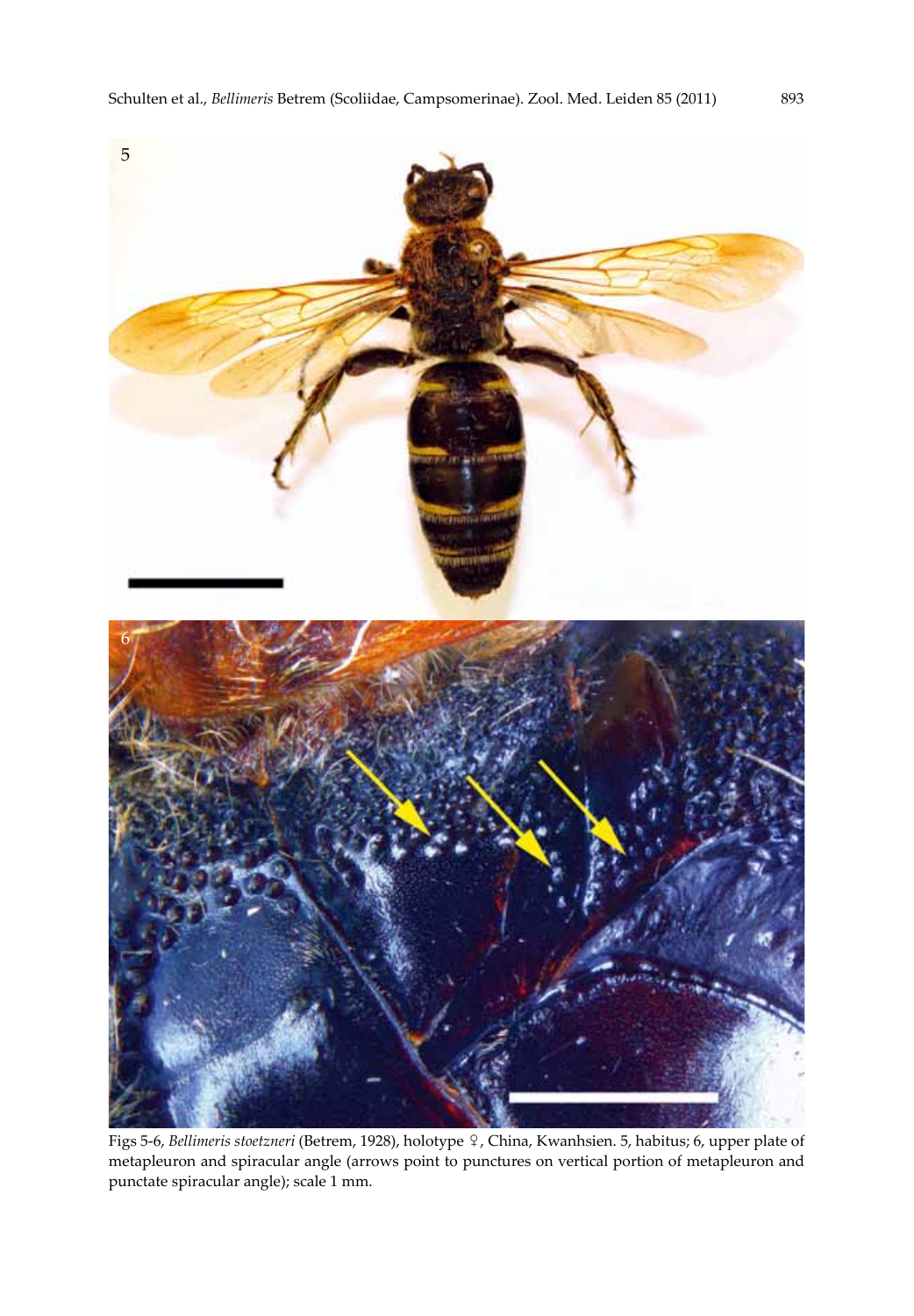Figs 5-6, *Bellimeris stoetzneri* (Betrem, 1928), holotype ♀, China, Kwanhsien. 5, habitus; 6, upper plate of metapleuron and spiracular angle (arrows point to punctures on vertical portion of metapleuron and punctate spiracular angle); scale 1 mm.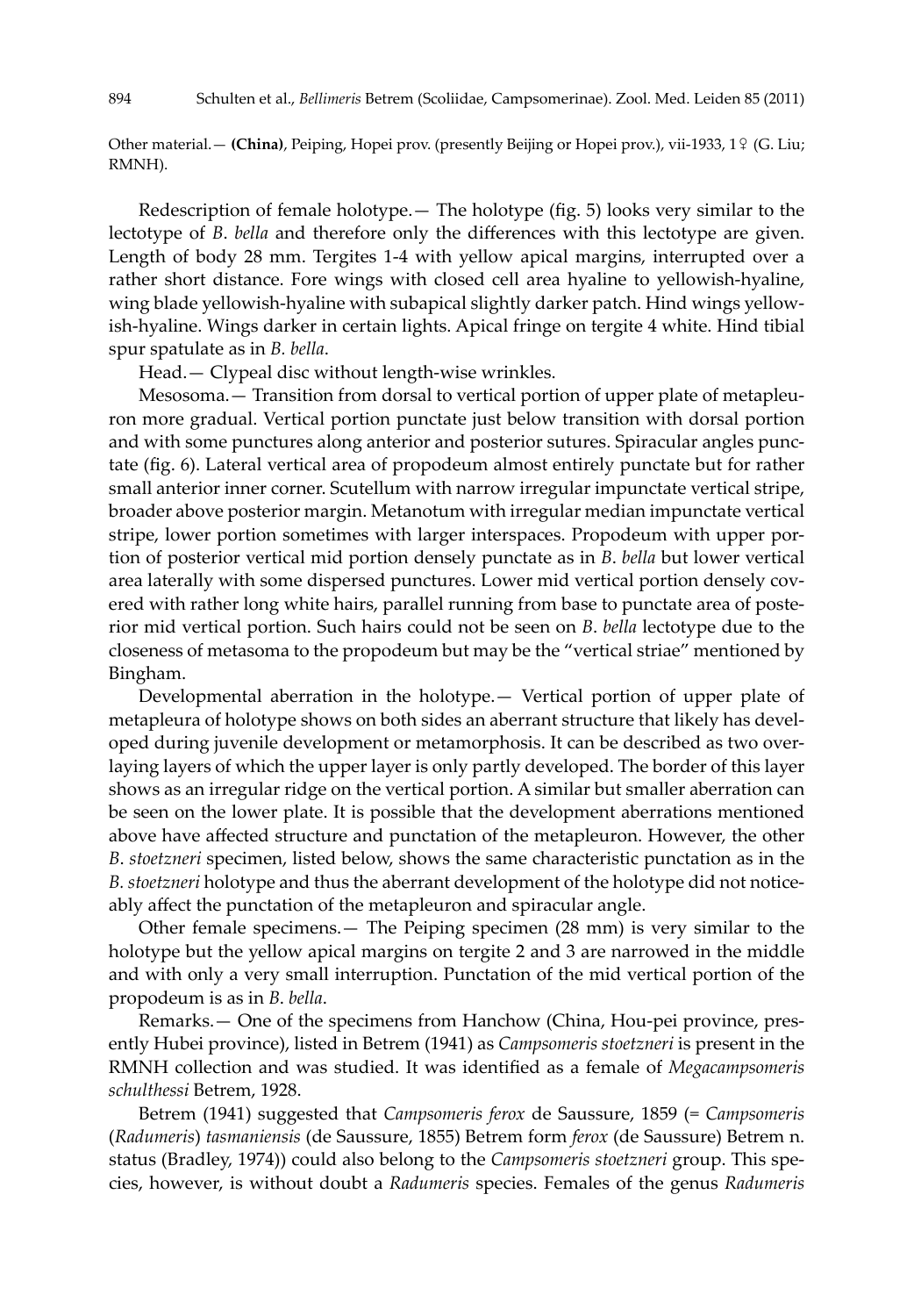Other material.— **(China)**, Peiping, Hopei prov. (presently Beijing or Hopei prov.), vii-1933, 1♀ (G. Liu; RMNH).

Redescription of female holotype.— The holotype (fig. 5) looks very similar to the lectotype of *B. bella* and therefore only the differences with this lectotype are given. Length of body 28 mm. Tergites 1-4 with yellow apical margins, interrupted over a rather short distance. Fore wings with closed cell area hyaline to yellowish-hyaline, wing blade yellowish-hyaline with subapical slightly darker patch. Hind wings yellowish-hyaline. Wings darker in certain lights. Apical fringe on tergite 4 white. Hind tibial spur spatulate as in *B. bella*.

Head.— Clypeal disc without length-wise wrinkles.

Mesosoma.— Transition from dorsal to vertical portion of upper plate of metapleuron more gradual. Vertical portion punctate just below transition with dorsal portion and with some punctures along anterior and posterior sutures. Spiracular angles punctate (fig. 6). Lateral vertical area of propodeum almost entirely punctate but for rather small anterior inner corner. Scutellum with narrow irregular impunctate vertical stripe, broader above posterior margin. Metanotum with irregular median impunctate vertical stripe, lower portion sometimes with larger interspaces. Propodeum with upper portion of posterior vertical mid portion densely punctate as in *B. bella* but lower vertical area laterally with some dispersed punctures. Lower mid vertical portion densely covered with rather long white hairs, parallel running from base to punctate area of posterior mid vertical portion. Such hairs could not be seen on *B. bella* lectotype due to the closeness of metasoma to the propodeum but may be the "vertical striae" mentioned by Bingham.

Developmental aberration in the holotype.— Vertical portion of upper plate of metapleura of holotype shows on both sides an aberrant structure that likely has developed during juvenile development or metamorphosis. It can be described as two overlaying layers of which the upper layer is only partly developed. The border of this layer shows as an irregular ridge on the vertical portion. A similar but smaller aberration can be seen on the lower plate. It is possible that the development aberrations mentioned above have affected structure and punctation of the metapleuron. However, the other *B. stoetzneri* specimen, listed below, shows the same characteristic punctation as in the *B. stoetzneri* holotype and thus the aberrant development of the holotype did not noticeably affect the punctation of the metapleuron and spiracular angle.

Other female specimens.— The Peiping specimen (28 mm) is very similar to the holotype but the yellow apical margins on tergite 2 and 3 are narrowed in the middle and with only a very small interruption. Punctation of the mid vertical portion of the propodeum is as in *B. bella*.

Remarks.— One of the specimens from Hanchow (China, Hou-pei province, presently Hubei province), listed in Betrem (1941) as *Campsomeris stoetzneri* is present in the RMNH collection and was studied. It was identified as a female of *Megacampsomeris schulthessi* Betrem, 1928.

Betrem (1941) suggested that *Campsomeris ferox* de Saussure, 1859 (= *Campsomeris* (*Radumeris*) *tasmaniensis* (de Saussure, 1855) Betrem form *ferox* (de Saussure) Betrem n. status (Bradley, 1974)) could also belong to the *Campsomeris stoetzneri* group. This species, however, is without doubt a *Radumeris* species. Females of the genus *Radumeris*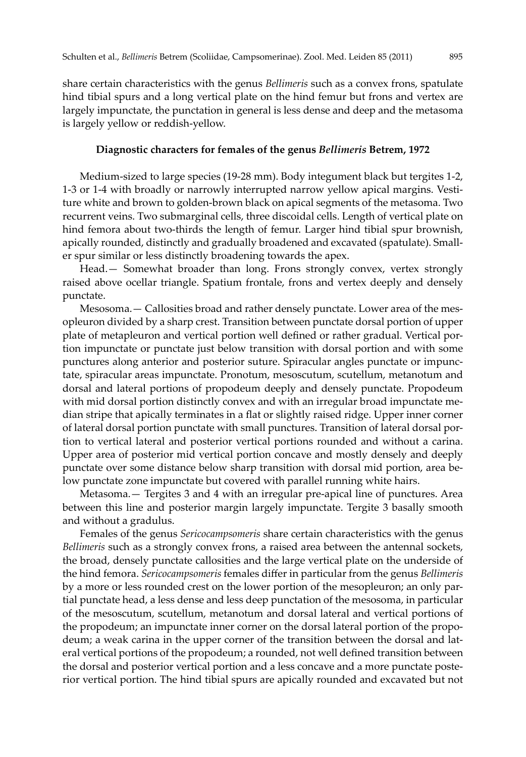share certain characteristics with the genus *Bellimeris* such as a convex frons, spatulate hind tibial spurs and a long vertical plate on the hind femur but frons and vertex are largely impunctate, the punctation in general is less dense and deep and the metasoma is largely yellow or reddish-yellow.

### Diagnostic characters for females of the genus *Bellimeris* Betrem, 1972

Medium-sized to large species (19-28 mm). Body integument black but tergites 1-2, 1-3 or 1-4 with broadly or narrowly interrupted narrow yellow apical margins. Vestiture white and brown to golden-brown black on apical segments of the metasoma. Two recurrent veins. Two submarginal cells, three discoidal cells. Length of vertical plate on hind femora about two-thirds the length of femur. Larger hind tibial spur brownish, apically rounded, distinctly and gradually broadened and excavated (spatulate). Smaller spur similar or less distinctly broadening towards the apex.

Head.— Somewhat broader than long. Frons strongly convex, vertex strongly raised above ocellar triangle. Spatium frontale, frons and vertex deeply and densely punctate.

Mesosoma.— Callosities broad and rather densely punctate. Lower area of the mesopleuron divided by a sharp crest. Transition between punctate dorsal portion of upper plate of metapleuron and vertical portion well defined or rather gradual. Vertical portion impunctate or punctate just below transition with dorsal portion and with some punctures along anterior and posterior suture. Spiracular angles punctate or impunctate, spiracular areas impunctate. Pronotum, mesoscutum, scutellum, metanotum and dorsal and lateral portions of propodeum deeply and densely punctate. Propodeum with mid dorsal portion distinctly convex and with an irregular broad impunctate median stripe that apically terminates in a flat or slightly raised ridge. Upper inner corner of lateral dorsal portion punctate with small punctures. Transition of lateral dorsal portion to vertical lateral and posterior vertical portions rounded and without a carina. Upper area of posterior mid vertical portion concave and mostly densely and deeply punctate over some distance below sharp transition with dorsal mid portion, area below punctate zone impunctate but covered with parallel running white hairs.

Metasoma.— Tergites 3 and 4 with an irregular pre-apical line of punctures. Area between this line and posterior margin largely impunctate. Tergite 3 basally smooth and without a gradulus.

Females of the genus *Sericocampsomeris* share certain characteristics with the genus *Bellimeris* such as a strongly convex frons, a raised area between the antennal sockets, the broad, densely punctate callosities and the large vertical plate on the underside of the hind femora. *Sericocampsomeris* females differ in particular from the genus *Bellimeris* by a more or less rounded crest on the lower portion of the mesopleuron; an only partial punctate head, a less dense and less deep punctation of the mesosoma, in particular of the mesoscutum, scutellum, metanotum and dorsal lateral and vertical portions of the propodeum; an impunctate inner corner on the dorsal lateral portion of the propodeum; a weak carina in the upper corner of the transition between the dorsal and lateral vertical portions of the propodeum; a rounded, not well defined transition between the dorsal and posterior vertical portion and a less concave and a more punctate posterior vertical portion. The hind tibial spurs are apically rounded and excavated but not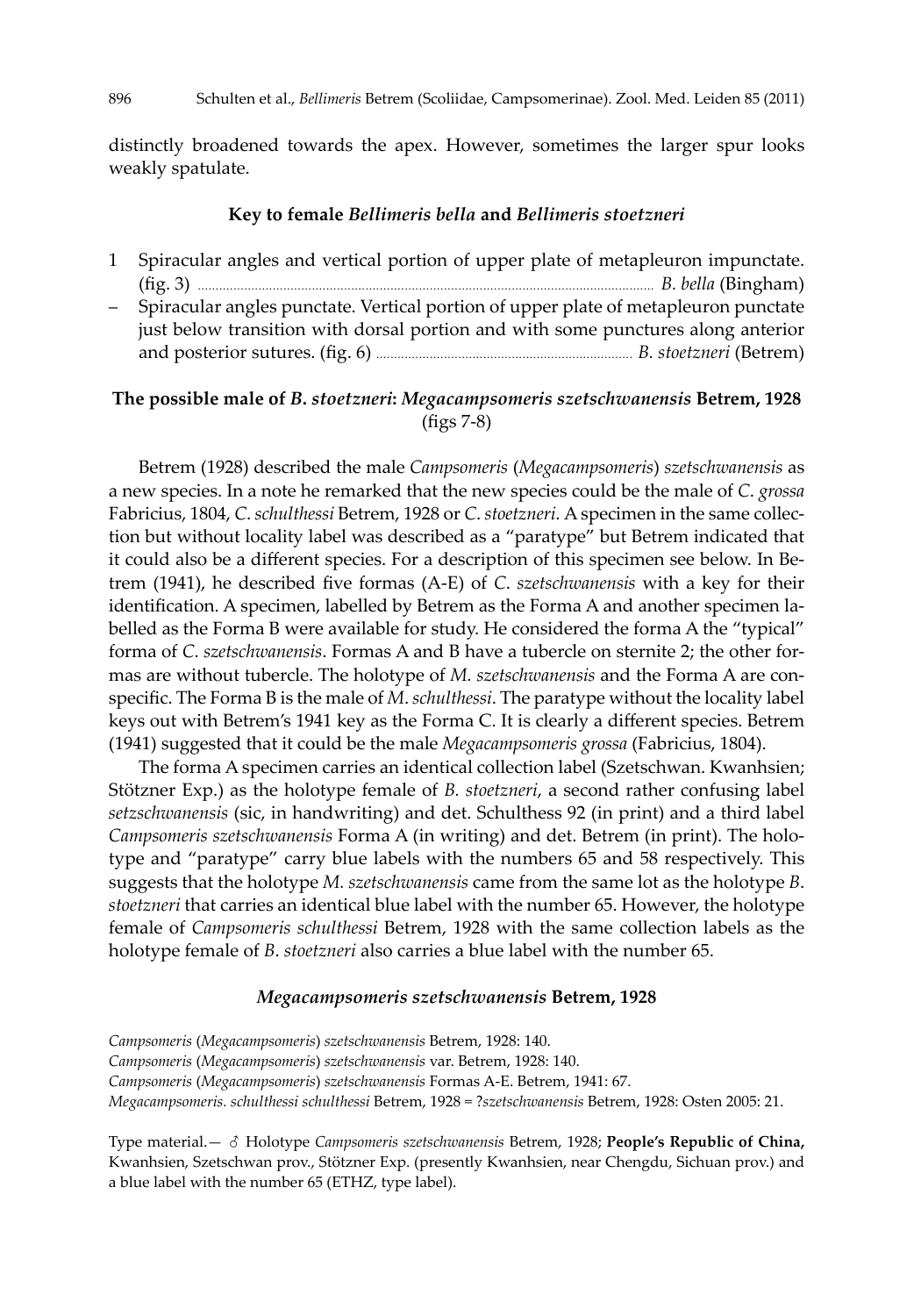distinctly broadened towards the apex. However, sometimes the larger spur looks weakly spatulate.

### Key to female *Bellimeris bella* and *Bellimeris stoetzneri*

1 Spiracular angles and vertical portion of upper plate of metapleuron impunctate. (fig. 3) ........ *B. bella* (Bingham)

– Spiracular angles punctate. Vertical portion of upper plate of metapleuron punctate just below transition with dorsal portion and with some punctures along anterior and posterior sutures. (fig. 6) ........ *B. stoetzneri* (Betrem)

### The possible male of *B. stoetzneri*: *Megacampsomeris szetschwanensis* Betrem, 1928 (figs 7-8)

Betrem (1928) described the male *Campsomeris* (*Megacampsomeris*) *szetschwanensis* as a new species. In a note he remarked that the new species could be the male of *C. grossa* Fabricius, 1804, *C. schulthessi* Betrem, 1928 or *C. stoetzneri*. A specimen in the same collection but without locality label was described as a "paratype" but Betrem indicated that it could also be a different species. For a description of this specimen see below. In Betrem (1941), he described five formas (A-E) of *C. szetschwanensis* with a key for their identification. A specimen, labelled by Betrem as the Forma A and another specimen labelled as the Forma B were available for study. He considered the forma A the "typical" forma of *C. szetschwanensis*. Formas A and B have a tubercle on sternite 2; the other formas are without tubercle. The holotype of *M. szetschwanensis* and the Forma A are conspecific. The Forma B is the male of *M. schulthessi*. The paratype without the locality label keys out with Betrem's 1941 key as the Forma C. It is clearly a different species. Betrem (1941) suggested that it could be the male *Megacampsomeris grossa* (Fabricius, 1804).

The forma A specimen carries an identical collection label (Szetschwan. Kwanhsien; Stötzner Exp.) as the holotype female of *B. stoetzneri*, a second rather confusing label *setzschwanensis* (sic, in handwriting) and det. Schulthess 92 (in print) and a third label *Campsomeris szetschwanensis* Forma A (in writing) and det. Betrem (in print). The holotype and "paratype" carry blue labels with the numbers 65 and 58 respectively. This suggests that the holotype *M. szetschwanensis* came from the same lot as the holotype *B. stoetzneri* that carries an identical blue label with the number 65. However, the holotype female of *Campsomeris schulthessi* Betrem, 1928 with the same collection labels as the holotype female of *B. stoetzneri* also carries a blue label with the number 65.

### *Megacampsomeris szetschwanensis* Betrem, 1928

*Campsomeris* (*Megacampsomeris*) *szetschwanensis* Betrem, 1928: 140.
*Campsomeris* (*Megacampsomeris*) *szetschwanensis* var. Betrem, 1928: 140.
*Campsomeris* (*Megacampsomeris*) *szetschwanensis* Formas A-E. Betrem, 1941: 67.
*Megacampsomeris. schulthessi schulthessi* Betrem, 1928 = ?*szetschwanensis* Betrem, 1928: Osten 2005: 21.

Type material.— ♂ Holotype *Campsomeris szetschwanensis* Betrem, 1928; **People's Republic of China,** Kwanhsien, Szetschwan prov., Stötzner Exp. (presently Kwanhsien, near Chengdu, Sichuan prov.) and a blue label with the number 65 (ETHZ, type label).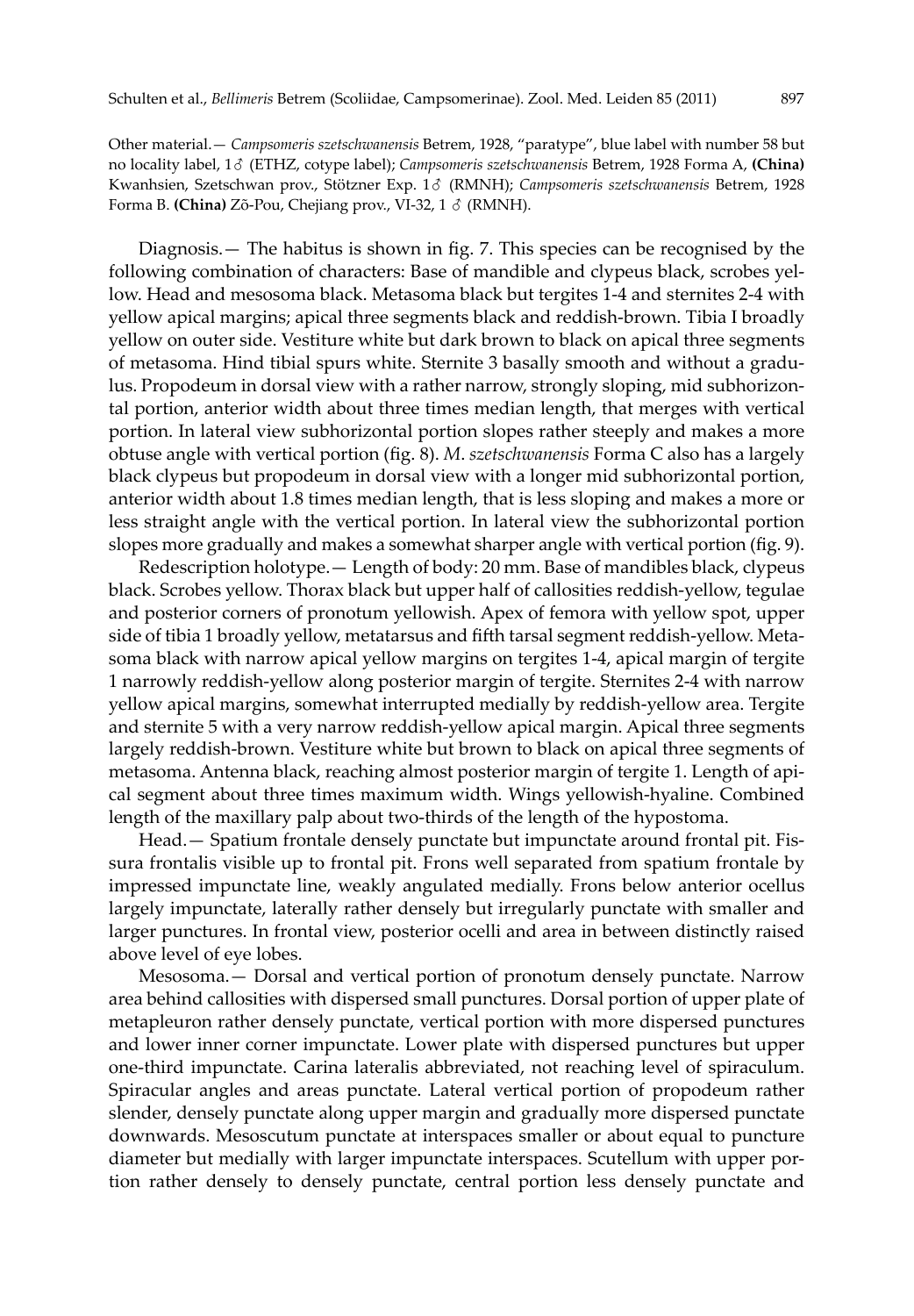Other material.— *Campsomeris szetschwanensis* Betrem, 1928, "paratype", blue label with number 58 but no locality label, 1♂ (ETHZ, cotype label); *Campsomeris szetschwanensis* Betrem, 1928 Forma A, **(China)** Kwanhsien, Szetschwan prov., Stötzner Exp. 1♂ (RMNH); *Campsomeris szetschwanensis* Betrem, 1928 Forma B. **(China)** Zō-Pou, Chejiang prov., VI-32, 1 ♂ (RMNH).

Diagnosis.— The habitus is shown in fig. 7. This species can be recognised by the following combination of characters: Base of mandible and clypeus black, scrobes yellow. Head and mesosoma black. Metasoma black but tergites 1-4 and sternites 2-4 with yellow apical margins; apical three segments black and reddish-brown. Tibia I broadly yellow on outer side. Vestiture white but dark brown to black on apical three segments of metasoma. Hind tibial spurs white. Sternite 3 basally smooth and without a gradulus. Propodeum in dorsal view with a rather narrow, strongly sloping, mid subhorizontal portion, anterior width about three times median length, that merges with vertical portion. In lateral view subhorizontal portion slopes rather steeply and makes a more obtuse angle with vertical portion (fig. 8). *M. szetschwanensis* Forma C also has a largely black clypeus but propodeum in dorsal view with a longer mid subhorizontal portion, anterior width about 1.8 times median length, that is less sloping and makes a more or less straight angle with the vertical portion. In lateral view the subhorizontal portion slopes more gradually and makes a somewhat sharper angle with vertical portion (fig. 9).

Redescription holotype.— Length of body: 20 mm. Base of mandibles black, clypeus black. Scrobes yellow. Thorax black but upper half of callosities reddish-yellow, tegulae and posterior corners of pronotum yellowish. Apex of femora with yellow spot, upper side of tibia 1 broadly yellow, metatarsus and fifth tarsal segment reddish-yellow. Metasoma black with narrow apical yellow margins on tergites 1-4, apical margin of tergite 1 narrowly reddish-yellow along posterior margin of tergite. Sternites 2-4 with narrow yellow apical margins, somewhat interrupted medially by reddish-yellow area. Tergite and sternite 5 with a very narrow reddish-yellow apical margin. Apical three segments largely reddish-brown. Vestiture white but brown to black on apical three segments of metasoma. Antenna black, reaching almost posterior margin of tergite 1. Length of apical segment about three times maximum width. Wings yellowish-hyaline. Combined length of the maxillary palp about two-thirds of the length of the hypostoma.

Head.— Spatium frontale densely punctate but impunctate around frontal pit. Fissura frontalis visible up to frontal pit. Frons well separated from spatium frontale by impressed impunctate line, weakly angulated medially. Frons below anterior ocellus largely impunctate, laterally rather densely but irregularly punctate with smaller and larger punctures. In frontal view, posterior ocelli and area in between distinctly raised above level of eye lobes.

Mesosoma.— Dorsal and vertical portion of pronotum densely punctate. Narrow area behind callosities with dispersed small punctures. Dorsal portion of upper plate of metapleuron rather densely punctate, vertical portion with more dispersed punctures and lower inner corner impunctate. Lower plate with dispersed punctures but upper one-third impunctate. Carina lateralis abbreviated, not reaching level of spiraculum. Spiracular angles and areas punctate. Lateral vertical portion of propodeum rather slender, densely punctate along upper margin and gradually more dispersed punctate downwards. Mesoscutum punctate at interspaces smaller or about equal to puncture diameter but medially with larger impunctate interspaces. Scutellum with upper portion rather densely to densely punctate, central portion less densely punctate and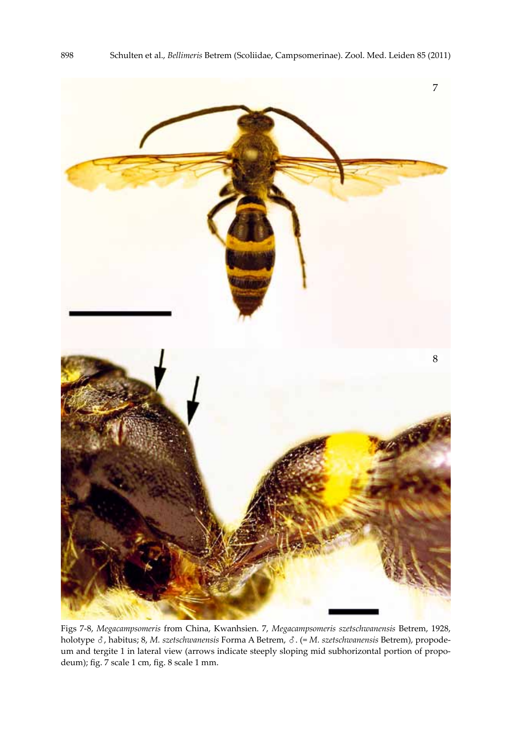Figs 7-8, *Megacampsomeris* from China, Kwanhsien. 7, *Megacampsomeris szetschwanensis* Betrem, 1928, holotype ♂, habitus; 8, *M. szetschwanensis* Forma A Betrem, ♂. (= *M. szetschwanensis* Betrem), propodeum and tergite 1 in lateral view (arrows indicate steeply sloping mid subhorizontal portion of propodeum); fig. 7 scale 1 cm, fig. 8 scale 1 mm.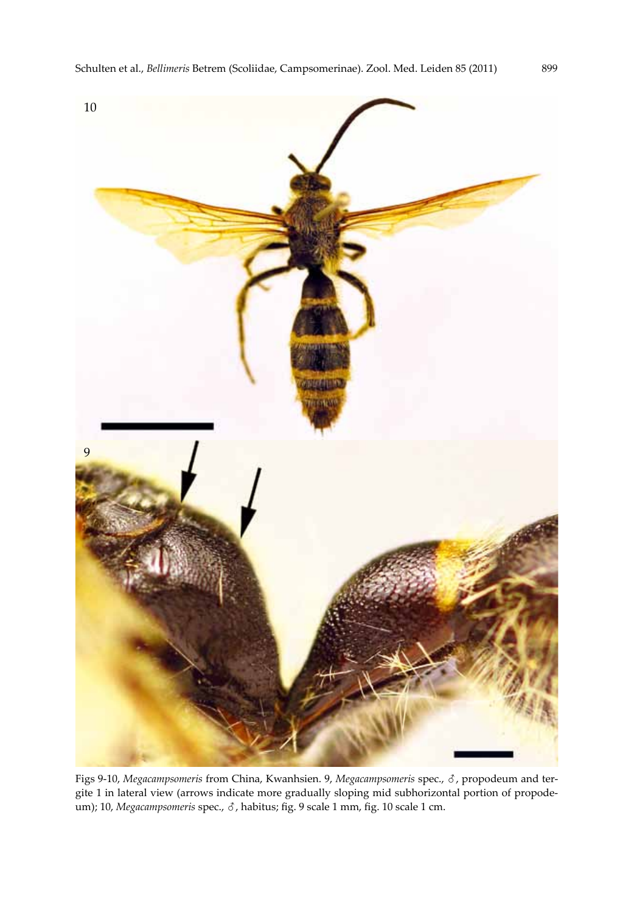Figs 9-10, *Megacampsomeris* from China, Kwanhsien. 9, *Megacampsomeris* spec., ♂, propodeum and tergite 1 in lateral view (arrows indicate more gradually sloping mid subhorizontal portion of propodeum); 10, *Megacampsomeris* spec., ♂, habitus; fig. 9 scale 1 mm, fig. 10 scale 1 cm.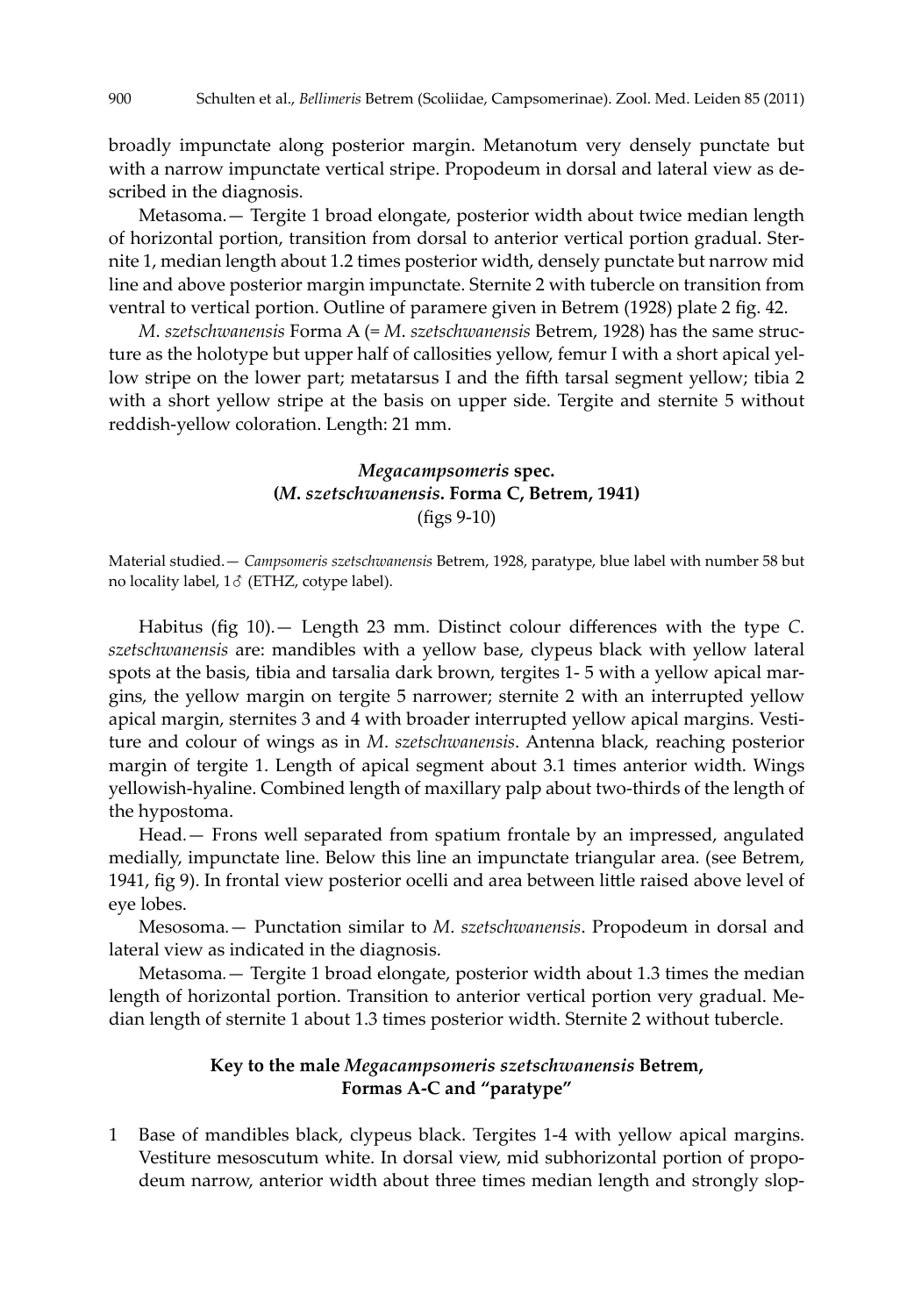broadly impunctate along posterior margin. Metanotum very densely punctate but with a narrow impunctate vertical stripe. Propodeum in dorsal and lateral view as described in the diagnosis.

Metasoma.— Tergite 1 broad elongate, posterior width about twice median length of horizontal portion, transition from dorsal to anterior vertical portion gradual. Sternite 1, median length about 1.2 times posterior width, densely punctate but narrow mid line and above posterior margin impunctate. Sternite 2 with tubercle on transition from ventral to vertical portion. Outline of paramere given in Betrem (1928) plate 2 fig. 42.

*M. szetschwanensis* Forma A (= *M. szetschwanensis* Betrem, 1928) has the same structure as the holotype but upper half of callosities yellow, femur I with a short apical yellow stripe on the lower part; metatarsus I and the fifth tarsal segment yellow; tibia 2 with a short yellow stripe at the basis on upper side. Tergite and sternite 5 without reddish-yellow coloration. Length: 21 mm.

### *Megacampsomeris* spec. (*M. szetschwanensis*. Forma C, Betrem, 1941)
(figs 9-10)

Material studied.— *Campsomeris szetschwanensis* Betrem, 1928, paratype, blue label with number 58 but no locality label, 1♂ (ETHZ, cotype label).

Habitus (fig 10).— Length 23 mm. Distinct colour differences with the type *C. szetschwanensis* are: mandibles with a yellow base, clypeus black with yellow lateral spots at the basis, tibia and tarsalia dark brown, tergites 1- 5 with a yellow apical margins, the yellow margin on tergite 5 narrower; sternite 2 with an interrupted yellow apical margin, sternites 3 and 4 with broader interrupted yellow apical margins. Vestiture and colour of wings as in *M. szetschwanensis*. Antenna black, reaching posterior margin of tergite 1. Length of apical segment about 3.1 times anterior width. Wings yellowish-hyaline. Combined length of maxillary palp about two-thirds of the length of the hypostoma.

Head.— Frons well separated from spatium frontale by an impressed, angulated medially, impunctate line. Below this line an impunctate triangular area. (see Betrem, 1941, fig 9). In frontal view posterior ocelli and area between little raised above level of eye lobes.

Mesosoma.— Punctation similar to *M. szetschwanensis*. Propodeum in dorsal and lateral view as indicated in the diagnosis.

Metasoma.— Tergite 1 broad elongate, posterior width about 1.3 times the median length of horizontal portion. Transition to anterior vertical portion very gradual. Median length of sternite 1 about 1.3 times posterior width. Sternite 2 without tubercle.

### Key to the male *Megacampsomeris szetschwanensis* Betrem, Formas A-C and "paratype"

1 Base of mandibles black, clypeus black. Tergites 1-4 with yellow apical margins. Vestiture mesoscutum white. In dorsal view, mid subhorizontal portion of propodeum narrow, anterior width about three times median length and strongly slop-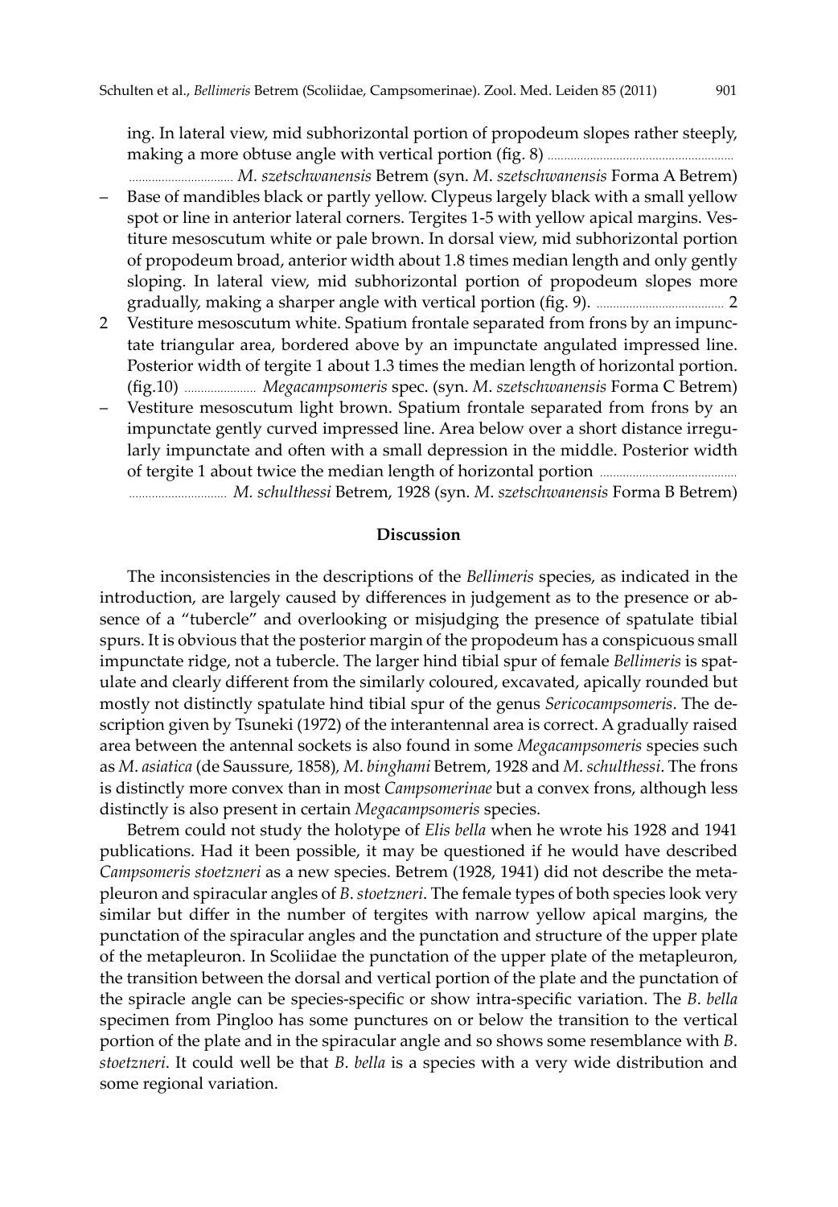ing. In lateral view, mid subhorizontal portion of propodeum slopes rather steeply, making a more obtuse angle with vertical portion (fig. 8) ........................................................ ................................ *M. szetschwanensis* Betrem (syn. *M. szetschwanensis* Forma A Betrem)

– Base of mandibles black or partly yellow. Clypeus largely black with a small yellow spot or line in anterior lateral corners. Tergites 1-5 with yellow apical margins. Vestiture mesoscutum white or pale brown. In dorsal view, mid subhorizontal portion of propodeum broad, anterior width about 1.8 times median length and only gently sloping. In lateral view, mid subhorizontal portion of propodeum slopes more gradually, making a sharper angle with vertical portion (fig. 9). ....................................... 2

2 Vestiture mesoscutum white. Spatium frontale separated from frons by an impunctate triangular area, bordered above by an impunctate angulated impressed line. Posterior width of tergite 1 about 1.3 times the median length of horizontal portion. (fig.10) ...................... *Megacampsomeris* spec. (syn. *M. szetschwanensis* Forma C Betrem)

– Vestiture mesoscutum light brown. Spatium frontale separated from frons by an impunctate gently curved impressed line. Area below over a short distance irregularly impunctate and often with a small depression in the middle. Posterior width of tergite 1 about twice the median length of horizontal portion ........................................ .............................. *M. schulthessi* Betrem, 1928 (syn. *M. szetschwanensis* Forma B Betrem)

## Discussion

The inconsistencies in the descriptions of the *Bellimeris* species, as indicated in the introduction, are largely caused by differences in judgement as to the presence or absence of a "tubercle" and overlooking or misjudging the presence of spatulate tibial spurs. It is obvious that the posterior margin of the propodeum has a conspicuous small impunctate ridge, not a tubercle. The larger hind tibial spur of female *Bellimeris* is spatulate and clearly different from the similarly coloured, excavated, apically rounded but mostly not distinctly spatulate hind tibial spur of the genus *Sericocampsomeris*. The description given by Tsuneki (1972) of the interantennal area is correct. A gradually raised area between the antennal sockets is also found in some *Megacampsomeris* species such as *M. asiatica* (de Saussure, 1858), *M. binghami* Betrem, 1928 and *M. schulthessi*. The frons is distinctly more convex than in most *Campsomerinae* but a convex frons, although less distinctly is also present in certain *Megacampsomeris* species.

Betrem could not study the holotype of *Elis bella* when he wrote his 1928 and 1941 publications. Had it been possible, it may be questioned if he would have described *Campsomeris stoetzneri* as a new species. Betrem (1928, 1941) did not describe the metapleuron and spiracular angles of *B. stoetzneri*. The female types of both species look very similar but differ in the number of tergites with narrow yellow apical margins, the punctation of the spiracular angles and the punctation and structure of the upper plate of the metapleuron. In Scoliidae the punctation of the upper plate of the metapleuron, the transition between the dorsal and vertical portion of the plate and the punctation of the spiracle angle can be species-specific or show intra-specific variation. The *B. bella* specimen from Pingloo has some punctures on or below the transition to the vertical portion of the plate and in the spiracular angle and so shows some resemblance with *B. stoetzneri*. It could well be that *B. bella* is a species with a very wide distribution and some regional variation.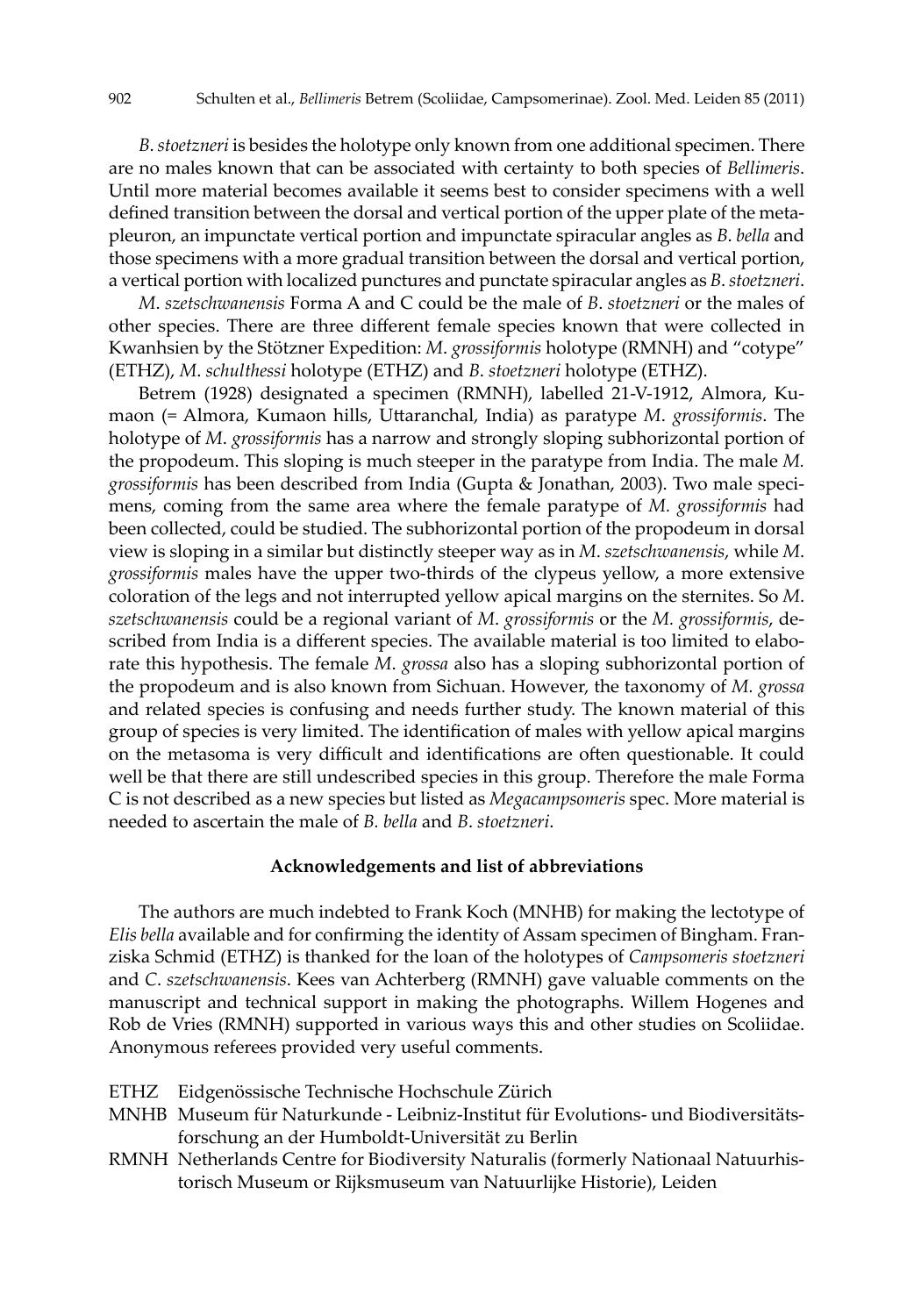*B*. *stoetzneri* is besides the holotype only known from one additional specimen. There are no males known that can be associated with certainty to both species of *Bellimeris*. Until more material becomes available it seems best to consider specimens with a well defined transition between the dorsal and vertical portion of the upper plate of the metapleuron, an impunctate vertical portion and impunctate spiracular angles as *B*. *bella* and those specimens with a more gradual transition between the dorsal and vertical portion, a vertical portion with localized punctures and punctate spiracular angles as *B*. *stoetzneri*.

*M*. *szetschwanensis* Forma A and C could be the male of *B*. *stoetzneri* or the males of other species. There are three different female species known that were collected in Kwanhsien by the Stötzner Expedition: *M*. *grossiformis* holotype (RMNH) and "cotype" (ETHZ), *M*. *schulthessi* holotype (ETHZ) and *B*. *stoetzneri* holotype (ETHZ).

Betrem (1928) designated a specimen (RMNH), labelled 21-V-1912, Almora, Kumaon (= Almora, Kumaon hills, Uttaranchal, India) as paratype *M*. *grossiformis*. The holotype of *M*. *grossiformis* has a narrow and strongly sloping subhorizontal portion of the propodeum. This sloping is much steeper in the paratype from India. The male *M. grossiformis* has been described from India (Gupta & Jonathan, 2003). Two male specimens, coming from the same area where the female paratype of *M. grossiformis* had been collected, could be studied. The subhorizontal portion of the propodeum in dorsal view is sloping in a similar but distinctly steeper way as in *M*. *szetschwanensis*, while *M*. *grossiformis* males have the upper two-thirds of the clypeus yellow, a more extensive coloration of the legs and not interrupted yellow apical margins on the sternites. So *M*. *szetschwanensis* could be a regional variant of *M*. *grossiformis* or the *M. grossiformis*, described from India is a different species. The available material is too limited to elaborate this hypothesis. The female *M*. *grossa* also has a sloping subhorizontal portion of the propodeum and is also known from Sichuan. However, the taxonomy of *M*. *grossa* and related species is confusing and needs further study. The known material of this group of species is very limited. The identification of males with yellow apical margins on the metasoma is very difficult and identifications are often questionable. It could well be that there are still undescribed species in this group. Therefore the male Forma C is not described as a new species but listed as *Megacampsomeris* spec. More material is needed to ascertain the male of *B. bella* and *B*. *stoetzneri*.

## Acknowledgements and list of abbreviations

The authors are much indebted to Frank Koch (MNHB) for making the lectotype of *Elis bella* available and for confirming the identity of Assam specimen of Bingham. Franziska Schmid (ETHZ) is thanked for the loan of the holotypes of *Campsomeris stoetzneri* and *C*. *szetschwanensis*. Kees van Achterberg (RMNH) gave valuable comments on the manuscript and technical support in making the photographs. Willem Hogenes and Rob de Vries (RMNH) supported in various ways this and other studies on Scoliidae. Anonymous referees provided very useful comments.

- ETHZ Eidgenössische Technische Hochschule Zürich
- MNHB Museum für Naturkunde - Leibniz-Institut für Evolutions- und Biodiversitätsforschung an der Humboldt-Universität zu Berlin
- RMNH Netherlands Centre for Biodiversity Naturalis (formerly Nationaal Natuurhistorisch Museum or Rijksmuseum van Natuurlijke Historie), Leiden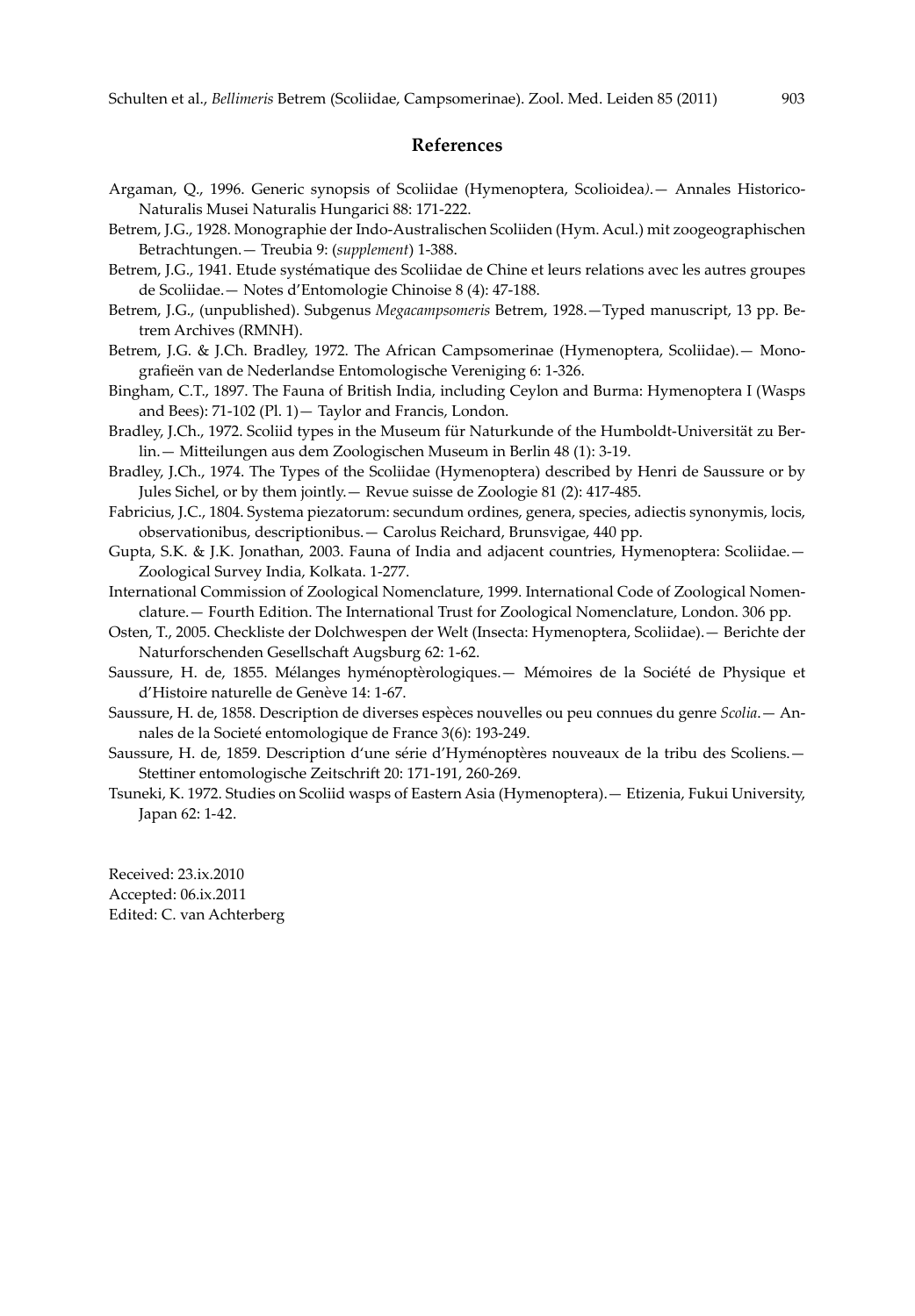## References

Argaman, Q., 1996. Generic synopsis of Scoliidae (Hymenoptera, Scolioidea).— Annales Historico-Naturalis Musei Naturalis Hungarici 88: 171-222.

Betrem, J.G., 1928. Monographie der Indo-Australischen Scoliiden (Hym. Acul.) mit zoogeographischen Betrachtungen.— Treubia 9: (*supplement*) 1-388.

Betrem, J.G., 1941. Etude systématique des Scoliidae de Chine et leurs relations avec les autres groupes de Scoliidae.— Notes d'Entomologie Chinoise 8 (4): 47-188.

Betrem, J.G., (unpublished). Subgenus *Megacampsomeris* Betrem, 1928.—Typed manuscript, 13 pp. Betrem Archives (RMNH).

Betrem, J.G. & J.Ch. Bradley, 1972. The African Campsomerinae (Hymenoptera, Scoliidae).— Monografieën van de Nederlandse Entomologische Vereniging 6: 1-326.

Bingham, C.T., 1897. The Fauna of British India, including Ceylon and Burma: Hymenoptera I (Wasps and Bees): 71-102 (Pl. 1)— Taylor and Francis, London.

Bradley, J.Ch., 1972. Scoliid types in the Museum für Naturkunde of the Humboldt-Universität zu Berlin.— Mitteilungen aus dem Zoologischen Museum in Berlin 48 (1): 3-19.

Bradley, J.Ch., 1974. The Types of the Scoliidae (Hymenoptera) described by Henri de Saussure or by Jules Sichel, or by them jointly.— Revue suisse de Zoologie 81 (2): 417-485.

Fabricius, J.C., 1804. Systema piezatorum: secundum ordines, genera, species, adiectis synonymis, locis, observationibus, descriptionibus.— Carolus Reichard, Brunsvigae, 440 pp.

Gupta, S.K. & J.K. Jonathan, 2003. Fauna of India and adjacent countries, Hymenoptera: Scoliidae.— Zoological Survey India, Kolkata. 1-277.

International Commission of Zoological Nomenclature, 1999. International Code of Zoological Nomenclature.— Fourth Edition. The International Trust for Zoological Nomenclature, London. 306 pp.

Osten, T., 2005. Checkliste der Dolchwespen der Welt (Insecta: Hymenoptera, Scoliidae).— Berichte der Naturforschenden Gesellschaft Augsburg 62: 1-62.

Saussure, H. de, 1855. Mélanges hyménoptèrologiques.— Mémoires de la Société de Physique et d'Histoire naturelle de Genève 14: 1-67.

Saussure, H. de, 1858. Description de diverses espèces nouvelles ou peu connues du genre *Scolia*.— Annales de la Societé entomologique de France 3(6): 193-249.

Saussure, H. de, 1859. Description d'une série d'Hyménoptères nouveaux de la tribu des Scoliens.— Stettiner entomologische Zeitschrift 20: 171-191, 260-269.

Tsuneki, K. 1972. Studies on Scoliid wasps of Eastern Asia (Hymenoptera).— Etizenia, Fukui University, Japan 62: 1-42.

Received: 23.ix.2010
Accepted: 06.ix.2011
Edited: C. van Achterberg